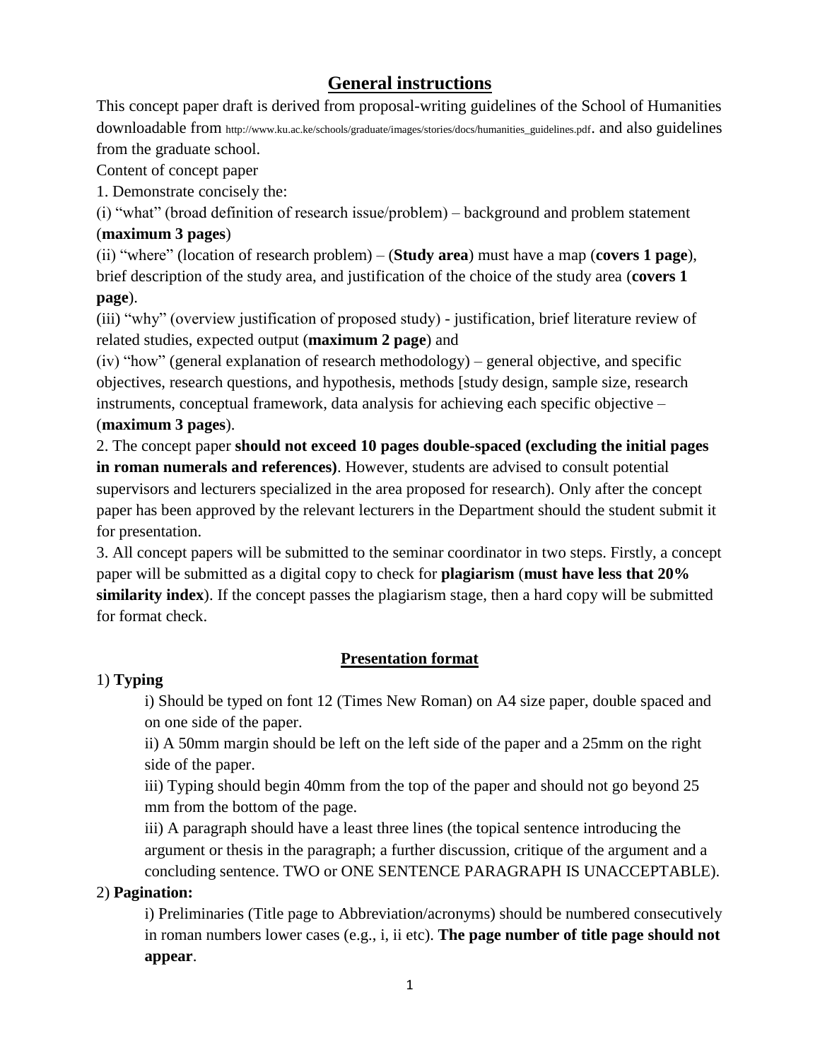# General instructions

This concept paper draft is derived from proposal-writing guidelines of the School of Humanities downloadable from http://www.ku.ac.ke/schools/graduate/images/stories/docs/humanities_guidelines.pdf. and also guidelines from the graduate school.

Content of concept paper

1. Demonstrate concisely the:

(i) "what" (broad definition of research issue/problem) – background and problem statement (**maximum 3 pages**)

(ii) "where" (location of research problem) – (**Study area**) must have a map (**covers 1 page**), brief description of the study area, and justification of the choice of the study area (**covers 1 page**).

(iii) "why" (overview justification of proposed study) - justification, brief literature review of related studies, expected output (**maximum 2 page**) and

(iv) "how" (general explanation of research methodology) – general objective, and specific objectives, research questions, and hypothesis, methods [study design, sample size, research instruments, conceptual framework, data analysis for achieving each specific objective – (**maximum 3 pages**).

2. The concept paper **should not exceed 10 pages double-spaced (excluding the initial pages in roman numerals and references)**. However, students are advised to consult potential supervisors and lecturers specialized in the area proposed for research). Only after the concept paper has been approved by the relevant lecturers in the Department should the student submit it for presentation.

3. All concept papers will be submitted to the seminar coordinator in two steps. Firstly, a concept paper will be submitted as a digital copy to check for **plagiarism** (**must have less that 20% similarity index**). If the concept passes the plagiarism stage, then a hard copy will be submitted for format check.

## Presentation format

1) **Typing**

i) Should be typed on font 12 (Times New Roman) on A4 size paper, double spaced and on one side of the paper.

ii) A 50mm margin should be left on the left side of the paper and a 25mm on the right side of the paper.

iii) Typing should begin 40mm from the top of the paper and should not go beyond 25 mm from the bottom of the page.

iii) A paragraph should have a least three lines (the topical sentence introducing the argument or thesis in the paragraph; a further discussion, critique of the argument and a concluding sentence. TWO or ONE SENTENCE PARAGRAPH IS UNACCEPTABLE).

2) **Pagination:**

i) Preliminaries (Title page to Abbreviation/acronyms) should be numbered consecutively in roman numbers lower cases (e.g., i, ii etc). **The page number of title page should not appear**.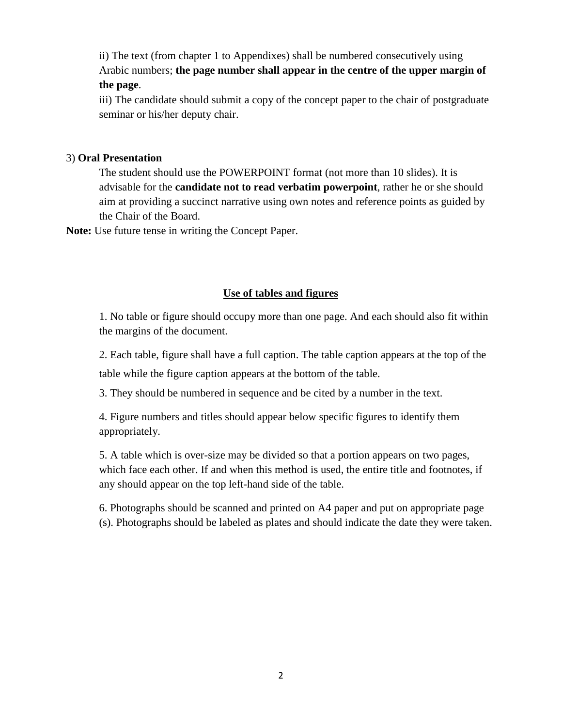ii) The text (from chapter 1 to Appendixes) shall be numbered consecutively using Arabic numbers; **the page number shall appear in the centre of the upper margin of the page**.

iii) The candidate should submit a copy of the concept paper to the chair of postgraduate seminar or his/her deputy chair.

3) **Oral Presentation**

The student should use the POWERPOINT format (not more than 10 slides). It is advisable for the **candidate not to read verbatim powerpoint**, rather he or she should aim at providing a succinct narrative using own notes and reference points as guided by the Chair of the Board.

**Note:** Use future tense in writing the Concept Paper.

## <u>Use of tables and figures</u>

1. No table or figure should occupy more than one page. And each should also fit within the margins of the document.

2. Each table, figure shall have a full caption. The table caption appears at the top of the table while the figure caption appears at the bottom of the table.

3. They should be numbered in sequence and be cited by a number in the text.

4. Figure numbers and titles should appear below specific figures to identify them appropriately.

5. A table which is over-size may be divided so that a portion appears on two pages, which face each other. If and when this method is used, the entire title and footnotes, if any should appear on the top left-hand side of the table.

6. Photographs should be scanned and printed on A4 paper and put on appropriate page (s). Photographs should be labeled as plates and should indicate the date they were taken.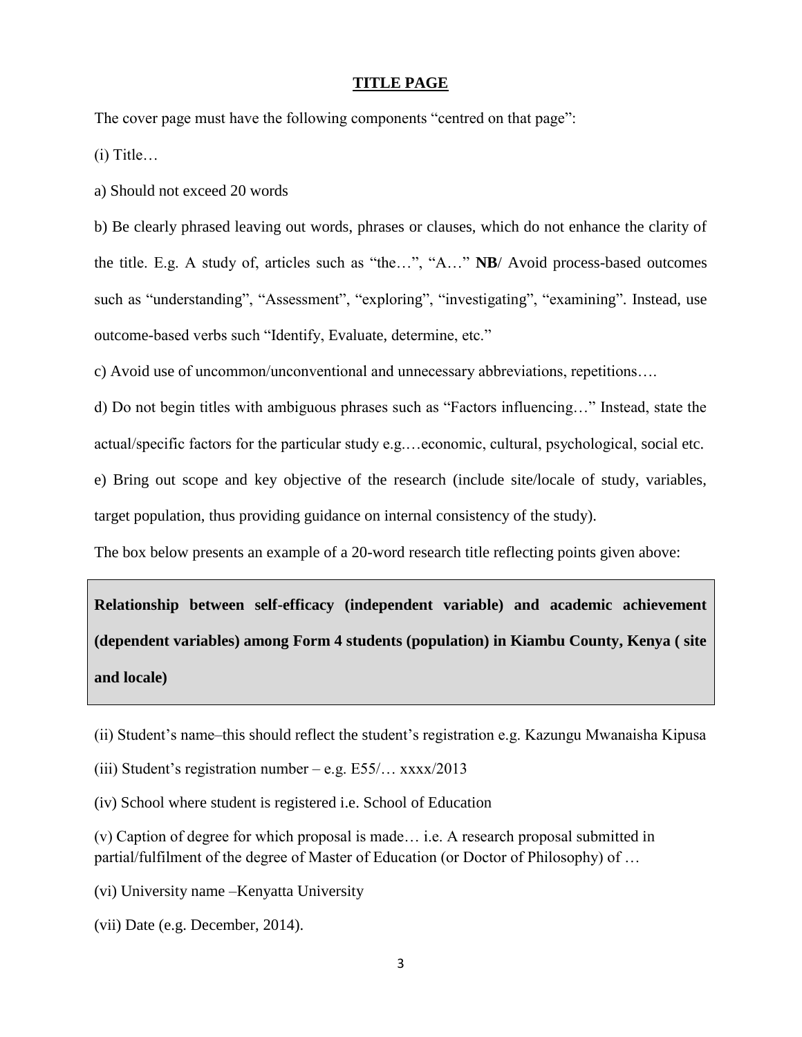## TITLE PAGE

The cover page must have the following components "centred on that page":

(i) Title…

a) Should not exceed 20 words

b) Be clearly phrased leaving out words, phrases or clauses, which do not enhance the clarity of the title. E.g. A study of, articles such as "the…", "A…" **NB**/ Avoid process-based outcomes such as "understanding", "Assessment", "exploring", "investigating", "examining". Instead, use outcome-based verbs such "Identify, Evaluate, determine, etc."

c) Avoid use of uncommon/unconventional and unnecessary abbreviations, repetitions….

d) Do not begin titles with ambiguous phrases such as "Factors influencing…" Instead, state the actual/specific factors for the particular study e.g.…economic, cultural, psychological, social etc.

e) Bring out scope and key objective of the research (include site/locale of study, variables, target population, thus providing guidance on internal consistency of the study).

The box below presents an example of a 20-word research title reflecting points given above:

> **Relationship between self-efficacy (independent variable) and academic achievement (dependent variables) among Form 4 students (population) in Kiambu County, Kenya ( site and locale)**

(ii) Student's name–this should reflect the student's registration e.g. Kazungu Mwanaisha Kipusa

(iii) Student's registration number – e.g. E55/… xxxx/2013

(iv) School where student is registered i.e. School of Education

(v) Caption of degree for which proposal is made… i.e. A research proposal submitted in partial/fulfilment of the degree of Master of Education (or Doctor of Philosophy) of …

(vi) University name –Kenyatta University

(vii) Date (e.g. December, 2014).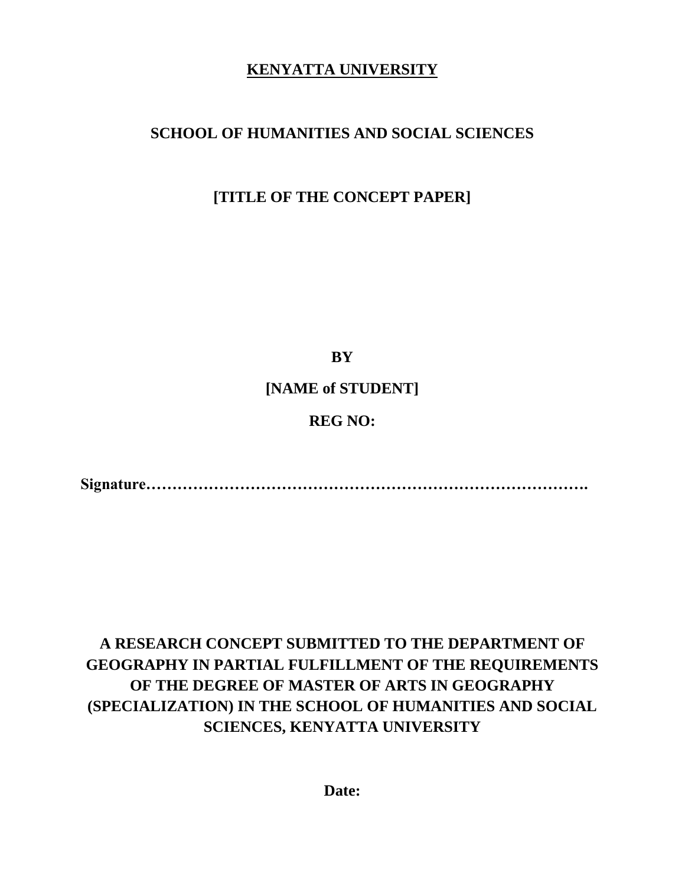**KENYATTA UNIVERSITY**

**SCHOOL OF HUMANITIES AND SOCIAL SCIENCES**

**[TITLE OF THE CONCEPT PAPER]**

**BY**

**[NAME of STUDENT]**

**REG NO:**

**Signature…………………………………………………………………………….**

**A RESEARCH CONCEPT SUBMITTED TO THE DEPARTMENT OF GEOGRAPHY IN PARTIAL FULFILLMENT OF THE REQUIREMENTS OF THE DEGREE OF MASTER OF ARTS IN GEOGRAPHY (SPECIALIZATION) IN THE SCHOOL OF HUMANITIES AND SOCIAL SCIENCES, KENYATTA UNIVERSITY**

**Date:**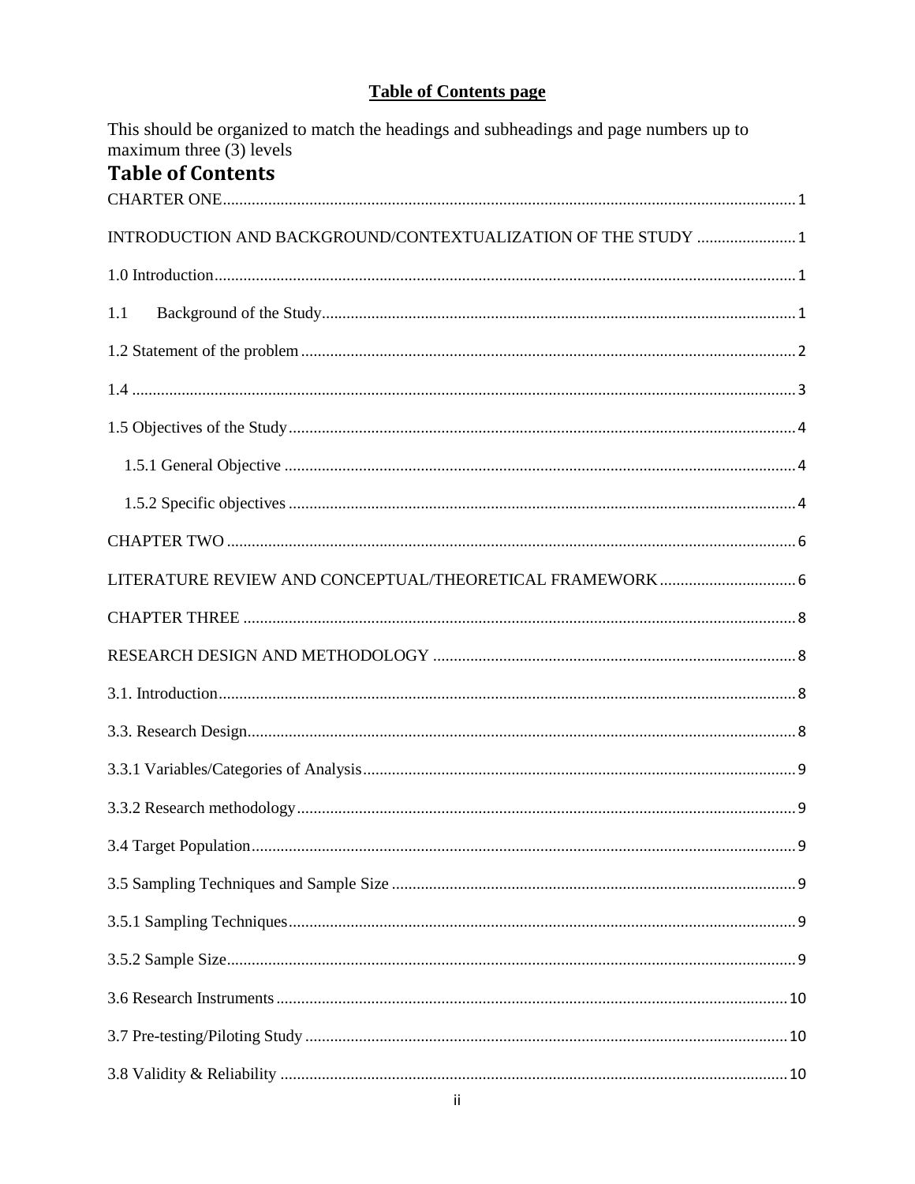**Table of Contents page**

This should be organized to match the headings and subheadings and page numbers up to maximum three (3) levels

# Table of Contents

CHARTER ONE......................................................................................................................... 1

INTRODUCTION AND BACKGROUND/CONTEXTUALIZATION OF THE STUDY ........................ 1

1.0 Introduction........................................................................................................................... 1

1.1 Background of the Study..................................................................................................... 1

1.2 Statement of the problem...................................................................................................... 2

1.4 ............................................................................................................................................... 3

1.5 Objectives of the Study.......................................................................................................... 4

1.5.1 General Objective ............................................................................................................ 4

1.5.2 Specific objectives ............................................................................................................ 4

CHAPTER TWO ......................................................................................................................... 6

LITERATURE REVIEW AND CONCEPTUAL/THEORETICAL FRAMEWORK ................................. 6

CHAPTER THREE ..................................................................................................................... 8

RESEARCH DESIGN AND METHODOLOGY ............................................................................. 8

3.1. Introduction.......................................................................................................................... 8

3.3. Research Design.................................................................................................................... 8

3.3.1 Variables/Categories of Analysis........................................................................................ 9

3.3.2 Research methodology....................................................................................................... 9

3.4 Target Population.................................................................................................................. 9

3.5 Sampling Techniques and Sample Size ................................................................................. 9

3.5.1 Sampling Techniques.......................................................................................................... 9

3.5.2 Sample Size........................................................................................................................ 9

3.6 Research Instruments........................................................................................................... 10

3.7 Pre-testing/Piloting Study .................................................................................................... 10

3.8 Validity & Reliability .......................................................................................................... 10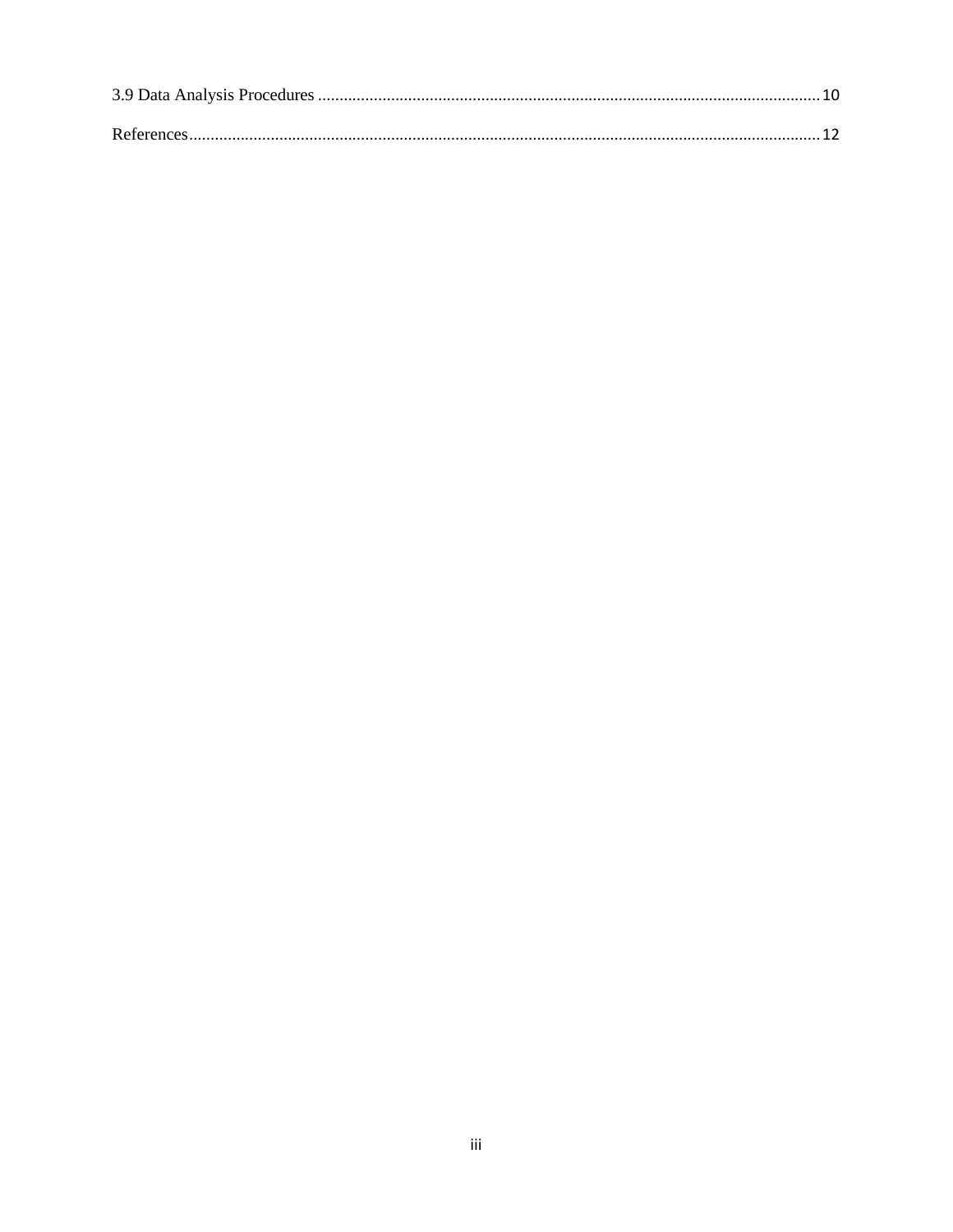3.9 Data Analysis Procedures .................................................................................................................... 10

References................................................................................................................................................. 12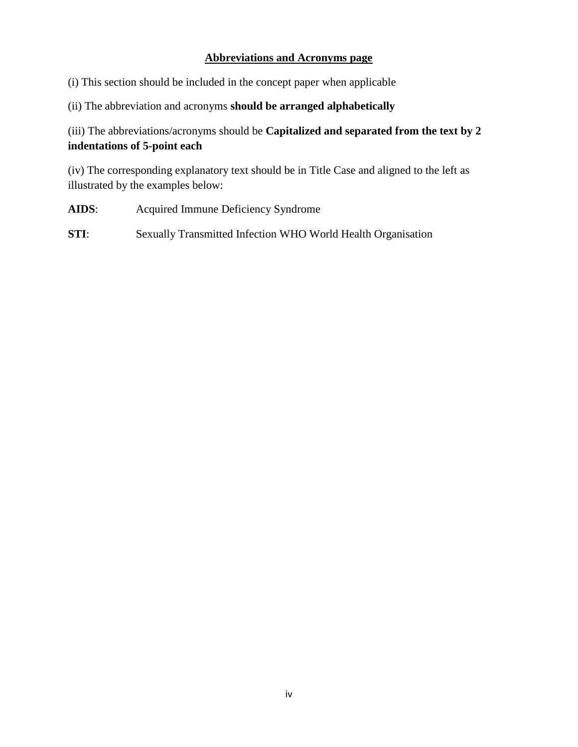## <u>Abbreviations and Acronyms page</u>

(i) This section should be included in the concept paper when applicable

(ii) The abbreviation and acronyms **should be arranged alphabetically**

(iii) The abbreviations/acronyms should be **Capitalized and separated from the text by 2 indentations of 5-point each**

(iv) The corresponding explanatory text should be in Title Case and aligned to the left as illustrated by the examples below:

**AIDS**: Acquired Immune Deficiency Syndrome

**STI**: Sexually Transmitted Infection WHO World Health Organisation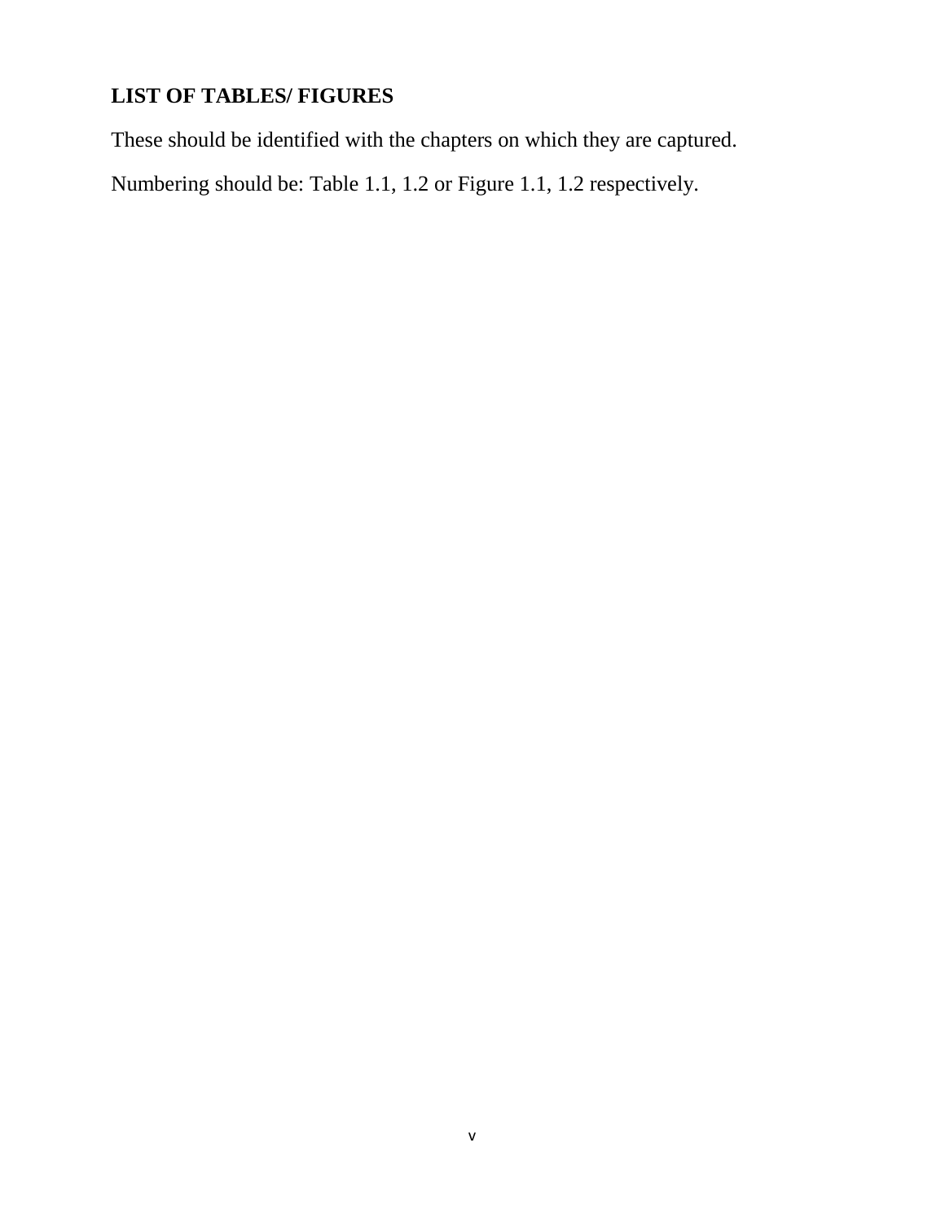## LIST OF TABLES/ FIGURES

These should be identified with the chapters on which they are captured.

Numbering should be: Table 1.1, 1.2 or Figure 1.1, 1.2 respectively.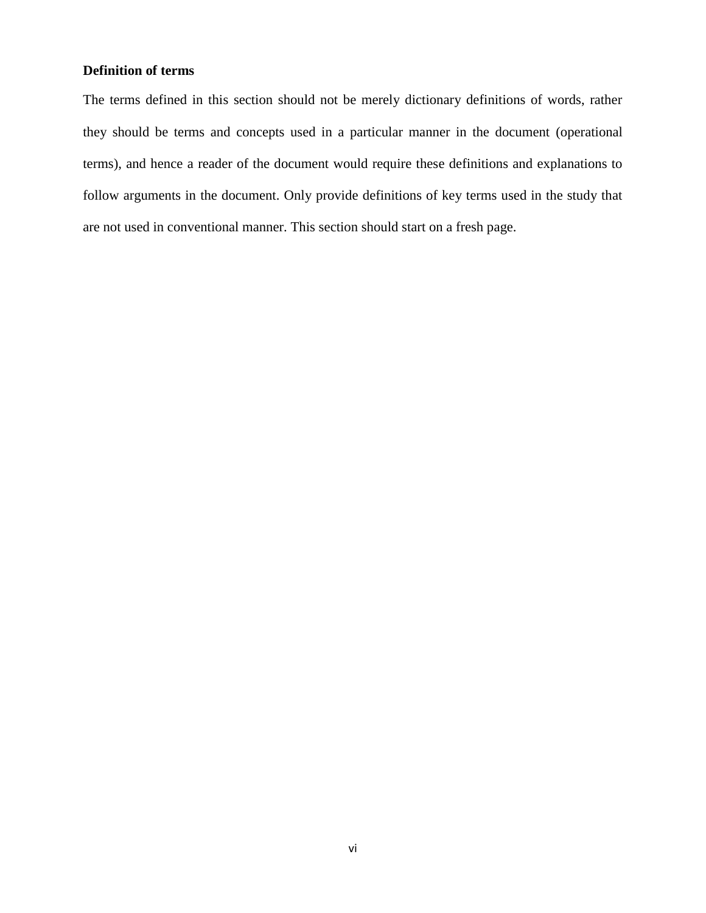## Definition of terms

The terms defined in this section should not be merely dictionary definitions of words, rather they should be terms and concepts used in a particular manner in the document (operational terms), and hence a reader of the document would require these definitions and explanations to follow arguments in the document. Only provide definitions of key terms used in the study that are not used in conventional manner. This section should start on a fresh page.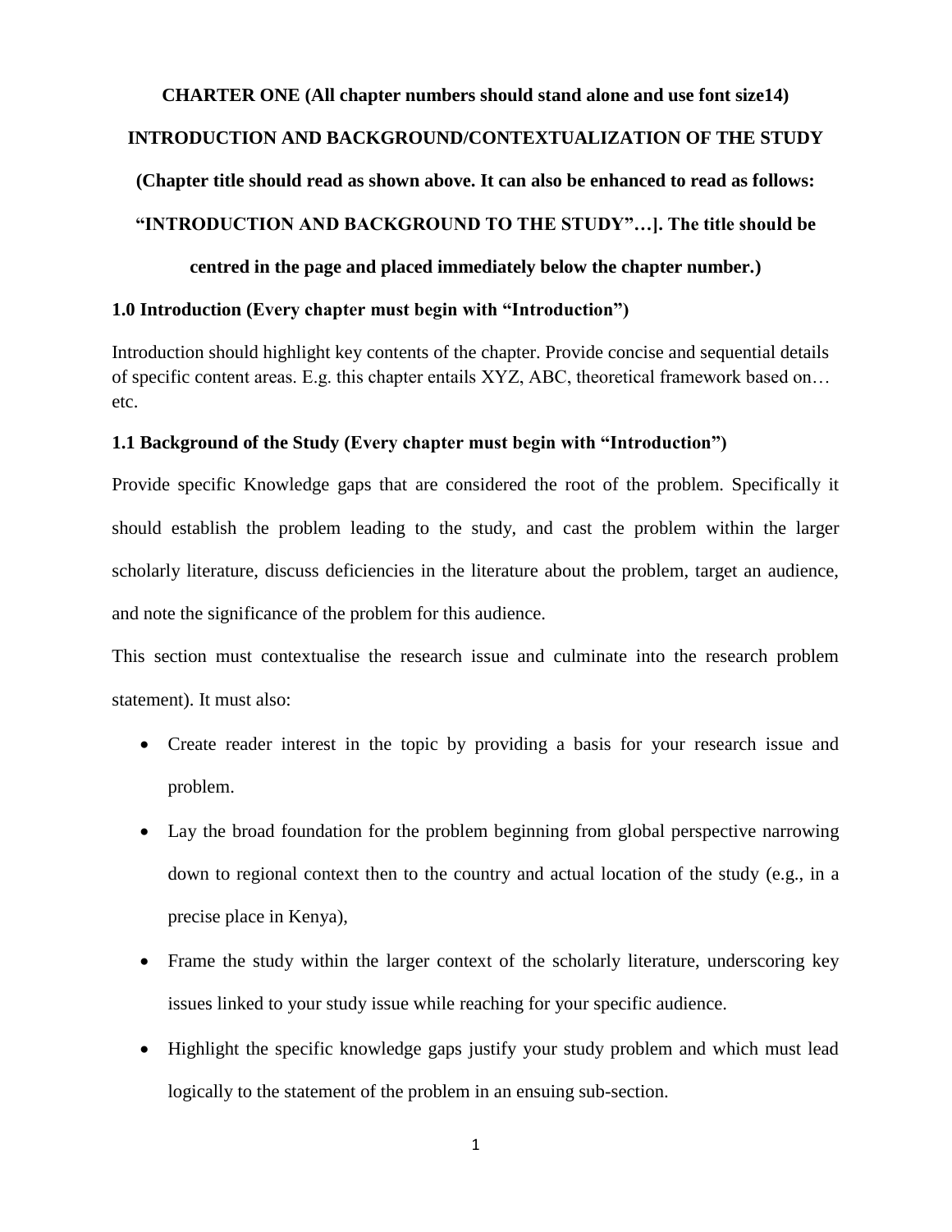**CHARTER ONE (All chapter numbers should stand alone and use font size14)**

**INTRODUCTION AND BACKGROUND/CONTEXTUALIZATION OF THE STUDY**

**(Chapter title should read as shown above. It can also be enhanced to read as follows: "INTRODUCTION AND BACKGROUND TO THE STUDY"…]. The title should be centred in the page and placed immediately below the chapter number.)**

### 1.0 Introduction (Every chapter must begin with "Introduction")

Introduction should highlight key contents of the chapter. Provide concise and sequential details of specific content areas. E.g. this chapter entails XYZ, ABC, theoretical framework based on… etc.

### 1.1 Background of the Study (Every chapter must begin with "Introduction")

Provide specific Knowledge gaps that are considered the root of the problem. Specifically it should establish the problem leading to the study, and cast the problem within the larger scholarly literature, discuss deficiencies in the literature about the problem, target an audience, and note the significance of the problem for this audience.

This section must contextualise the research issue and culminate into the research problem statement). It must also:

- Create reader interest in the topic by providing a basis for your research issue and problem.
- Lay the broad foundation for the problem beginning from global perspective narrowing down to regional context then to the country and actual location of the study (e.g., in a precise place in Kenya),
- Frame the study within the larger context of the scholarly literature, underscoring key issues linked to your study issue while reaching for your specific audience.
- Highlight the specific knowledge gaps justify your study problem and which must lead logically to the statement of the problem in an ensuing sub-section.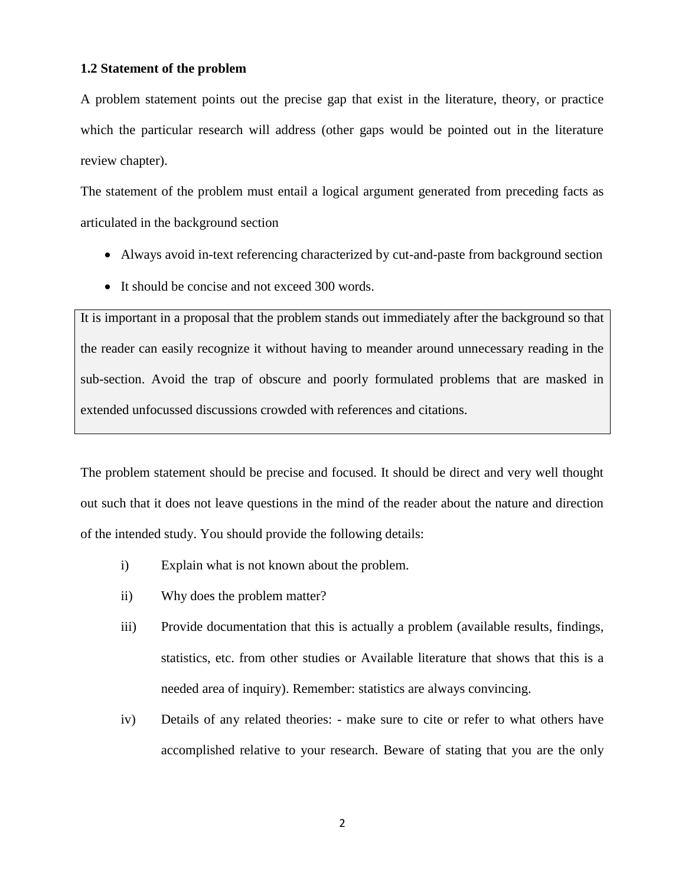### 1.2 Statement of the problem

A problem statement points out the precise gap that exist in the literature, theory, or practice which the particular research will address (other gaps would be pointed out in the literature review chapter).

The statement of the problem must entail a logical argument generated from preceding facts as articulated in the background section

- Always avoid in-text referencing characterized by cut-and-paste from background section
- It should be concise and not exceed 300 words.

> It is important in a proposal that the problem stands out immediately after the background so that the reader can easily recognize it without having to meander around unnecessary reading in the sub-section. Avoid the trap of obscure and poorly formulated problems that are masked in extended unfocussed discussions crowded with references and citations.

The problem statement should be precise and focused. It should be direct and very well thought out such that it does not leave questions in the mind of the reader about the nature and direction of the intended study. You should provide the following details:

i) Explain what is not known about the problem.

ii) Why does the problem matter?

iii) Provide documentation that this is actually a problem (available results, findings, statistics, etc. from other studies or Available literature that shows that this is a needed area of inquiry). Remember: statistics are always convincing.

iv) Details of any related theories: - make sure to cite or refer to what others have accomplished relative to your research. Beware of stating that you are the only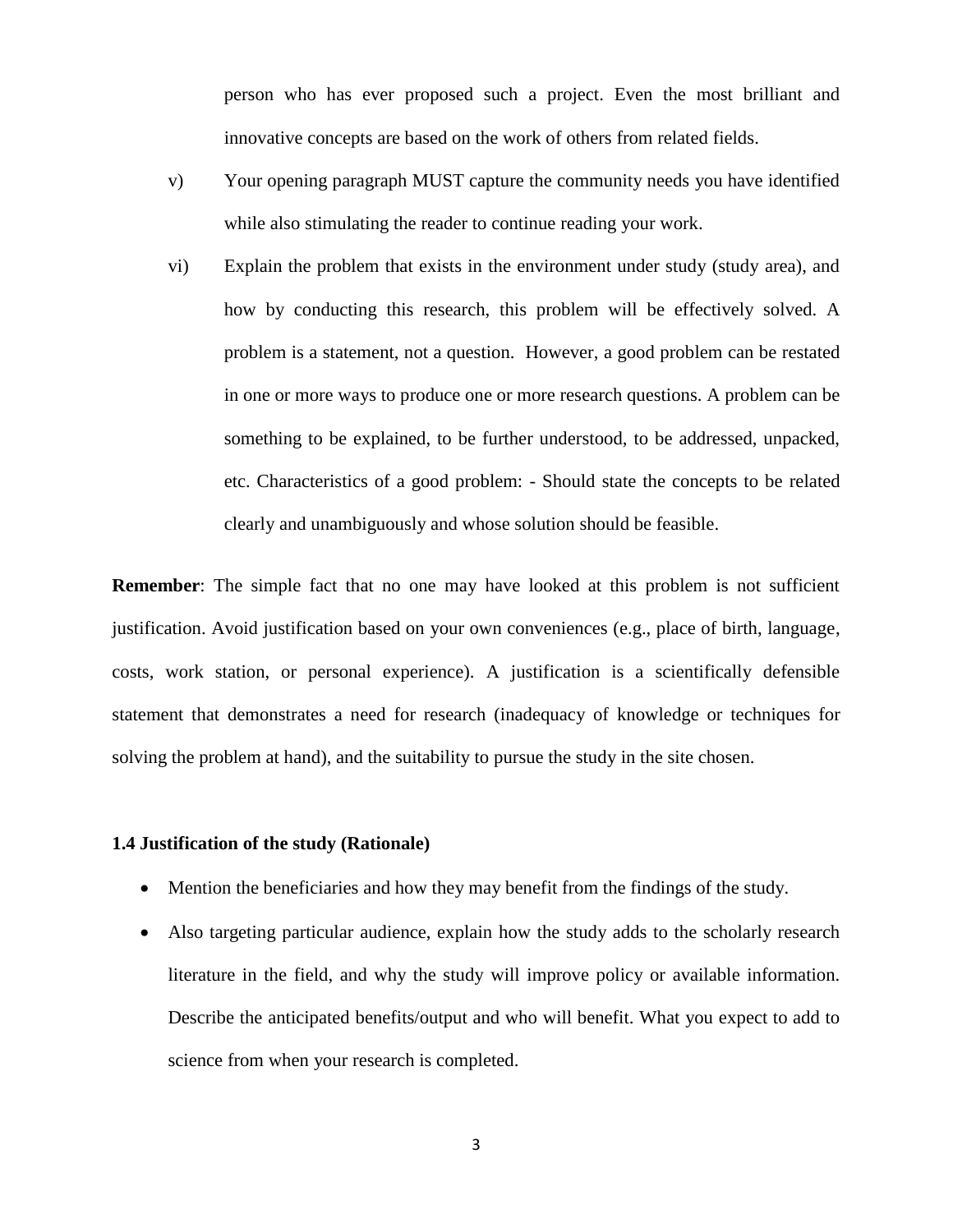person who has ever proposed such a project. Even the most brilliant and innovative concepts are based on the work of others from related fields.

v) Your opening paragraph MUST capture the community needs you have identified while also stimulating the reader to continue reading your work.

vi) Explain the problem that exists in the environment under study (study area), and how by conducting this research, this problem will be effectively solved. A problem is a statement, not a question. However, a good problem can be restated in one or more ways to produce one or more research questions. A problem can be something to be explained, to be further understood, to be addressed, unpacked, etc. Characteristics of a good problem: - Should state the concepts to be related clearly and unambiguously and whose solution should be feasible.

**Remember**: The simple fact that no one may have looked at this problem is not sufficient justification. Avoid justification based on your own conveniences (e.g., place of birth, language, costs, work station, or personal experience). A justification is a scientifically defensible statement that demonstrates a need for research (inadequacy of knowledge or techniques for solving the problem at hand), and the suitability to pursue the study in the site chosen.

### 1.4 Justification of the study (Rationale)

- Mention the beneficiaries and how they may benefit from the findings of the study.
- Also targeting particular audience, explain how the study adds to the scholarly research literature in the field, and why the study will improve policy or available information. Describe the anticipated benefits/output and who will benefit. What you expect to add to science from when your research is completed.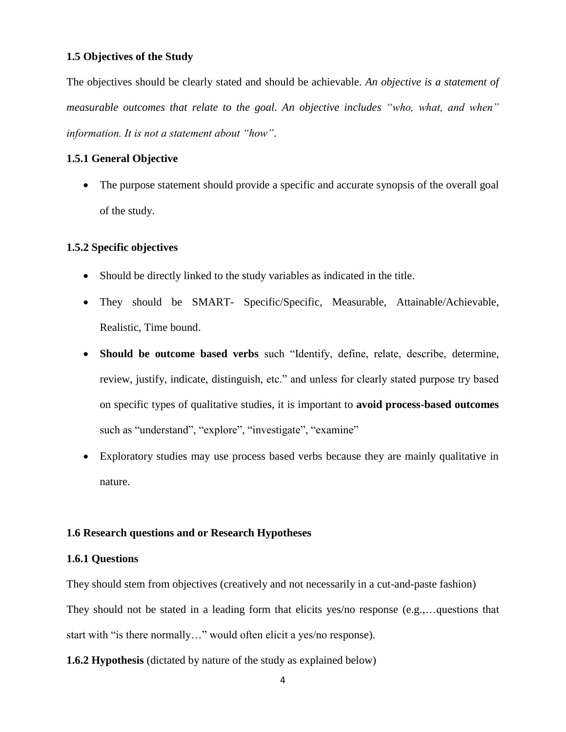### 1.5 Objectives of the Study

The objectives should be clearly stated and should be achievable. *An objective is a statement of measurable outcomes that relate to the goal. An objective includes "who, what, and when" information. It is not a statement about "how"*.

#### 1.5.1 General Objective

- The purpose statement should provide a specific and accurate synopsis of the overall goal of the study.

#### 1.5.2 Specific objectives

- Should be directly linked to the study variables as indicated in the title.
- They should be SMART- Specific/Specific, Measurable, Attainable/Achievable, Realistic, Time bound.
- **Should be outcome based verbs** such "Identify, define, relate, describe, determine, review, justify, indicate, distinguish, etc." and unless for clearly stated purpose try based on specific types of qualitative studies, it is important to **avoid process-based outcomes** such as "understand", "explore", "investigate", "examine"
- Exploratory studies may use process based verbs because they are mainly qualitative in nature.

### 1.6 Research questions and or Research Hypotheses

#### 1.6.1 Questions

They should stem from objectives (creatively and not necessarily in a cut-and-paste fashion)

They should not be stated in a leading form that elicits yes/no response (e.g.,…questions that start with "is there normally…" would often elicit a yes/no response).

**1.6.2 Hypothesis** (dictated by nature of the study as explained below)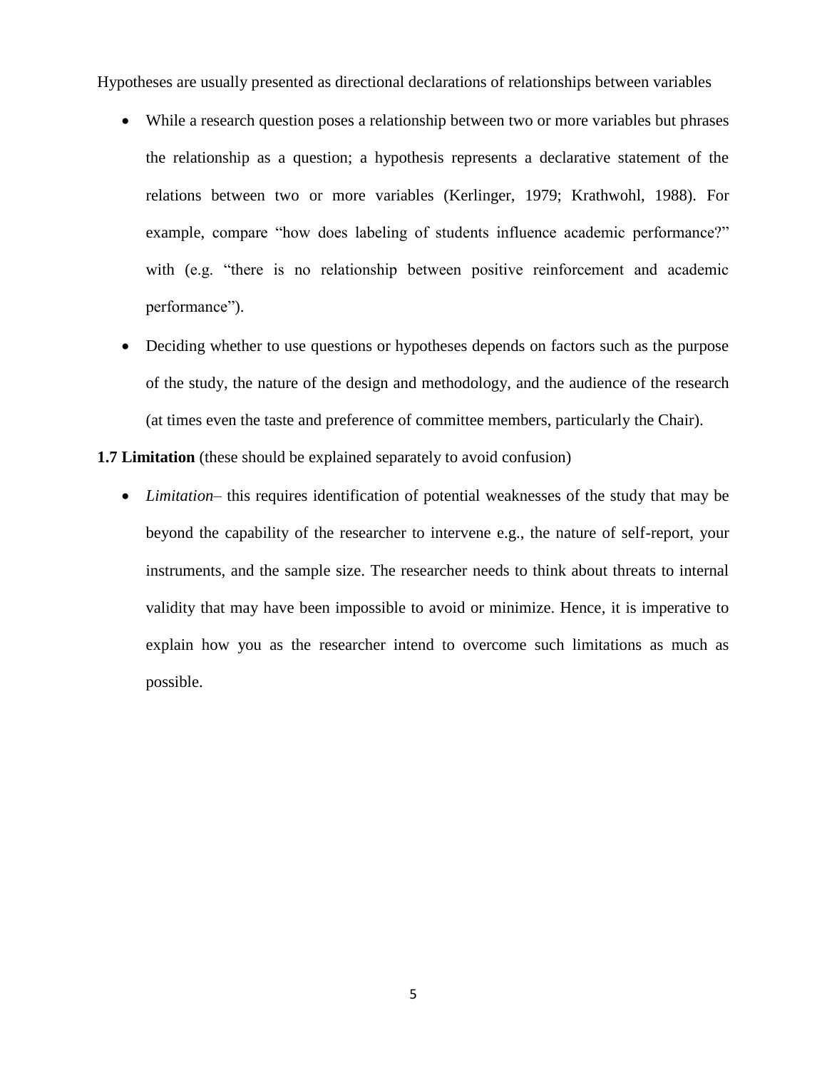Hypotheses are usually presented as directional declarations of relationships between variables

- While a research question poses a relationship between two or more variables but phrases the relationship as a question; a hypothesis represents a declarative statement of the relations between two or more variables (Kerlinger, 1979; Krathwohl, 1988). For example, compare "how does labeling of students influence academic performance?" with (e.g. "there is no relationship between positive reinforcement and academic performance").
- Deciding whether to use questions or hypotheses depends on factors such as the purpose of the study, the nature of the design and methodology, and the audience of the research (at times even the taste and preference of committee members, particularly the Chair).

**1.7 Limitation** (these should be explained separately to avoid confusion)

- *Limitation*– this requires identification of potential weaknesses of the study that may be beyond the capability of the researcher to intervene e.g., the nature of self-report, your instruments, and the sample size. The researcher needs to think about threats to internal validity that may have been impossible to avoid or minimize. Hence, it is imperative to explain how you as the researcher intend to overcome such limitations as much as possible.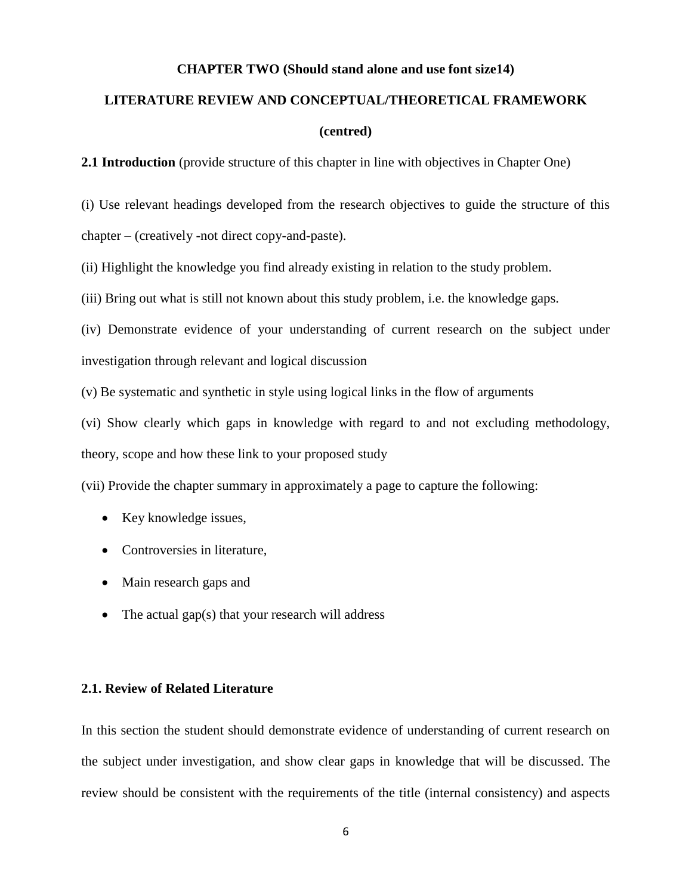**CHAPTER TWO (Should stand alone and use font size14)**

**LITERATURE REVIEW AND CONCEPTUAL/THEORETICAL FRAMEWORK**

**(centred)**

**2.1 Introduction** (provide structure of this chapter in line with objectives in Chapter One)

(i) Use relevant headings developed from the research objectives to guide the structure of this chapter – (creatively -not direct copy-and-paste).

(ii) Highlight the knowledge you find already existing in relation to the study problem.

(iii) Bring out what is still not known about this study problem, i.e. the knowledge gaps.

(iv) Demonstrate evidence of your understanding of current research on the subject under investigation through relevant and logical discussion

(v) Be systematic and synthetic in style using logical links in the flow of arguments

(vi) Show clearly which gaps in knowledge with regard to and not excluding methodology, theory, scope and how these link to your proposed study

(vii) Provide the chapter summary in approximately a page to capture the following:

- Key knowledge issues,
- Controversies in literature,
- Main research gaps and
- The actual gap(s) that your research will address

**2.1. Review of Related Literature**

In this section the student should demonstrate evidence of understanding of current research on the subject under investigation, and show clear gaps in knowledge that will be discussed. The review should be consistent with the requirements of the title (internal consistency) and aspects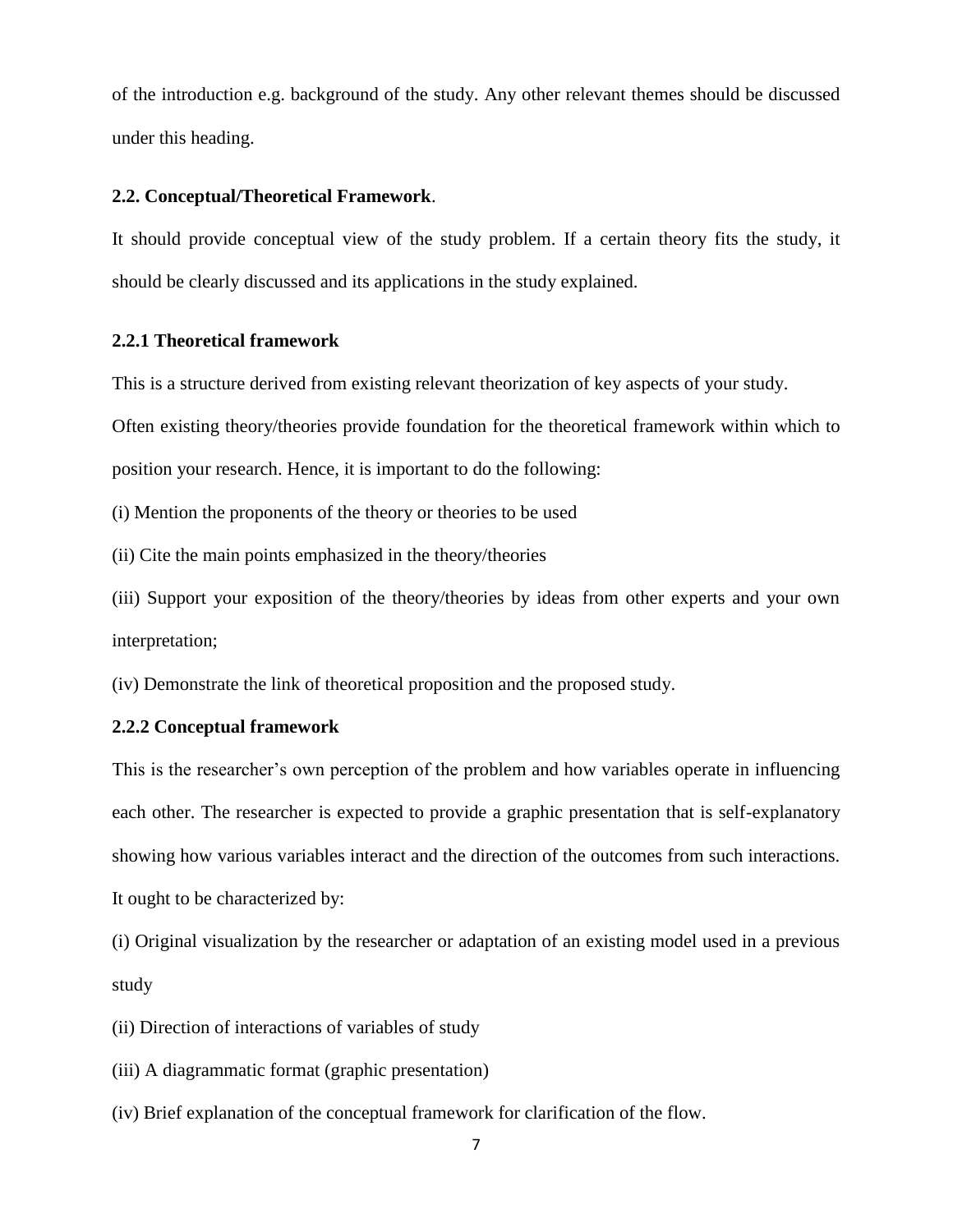of the introduction e.g. background of the study. Any other relevant themes should be discussed under this heading.

### 2.2. Conceptual/Theoretical Framework.

It should provide conceptual view of the study problem. If a certain theory fits the study, it should be clearly discussed and its applications in the study explained.

#### 2.2.1 Theoretical framework

This is a structure derived from existing relevant theorization of key aspects of your study.

Often existing theory/theories provide foundation for the theoretical framework within which to position your research. Hence, it is important to do the following:

(i) Mention the proponents of the theory or theories to be used

(ii) Cite the main points emphasized in the theory/theories

(iii) Support your exposition of the theory/theories by ideas from other experts and your own interpretation;

(iv) Demonstrate the link of theoretical proposition and the proposed study.

#### 2.2.2 Conceptual framework

This is the researcher's own perception of the problem and how variables operate in influencing each other. The researcher is expected to provide a graphic presentation that is self-explanatory showing how various variables interact and the direction of the outcomes from such interactions. It ought to be characterized by:

(i) Original visualization by the researcher or adaptation of an existing model used in a previous study

(ii) Direction of interactions of variables of study

(iii) A diagrammatic format (graphic presentation)

(iv) Brief explanation of the conceptual framework for clarification of the flow.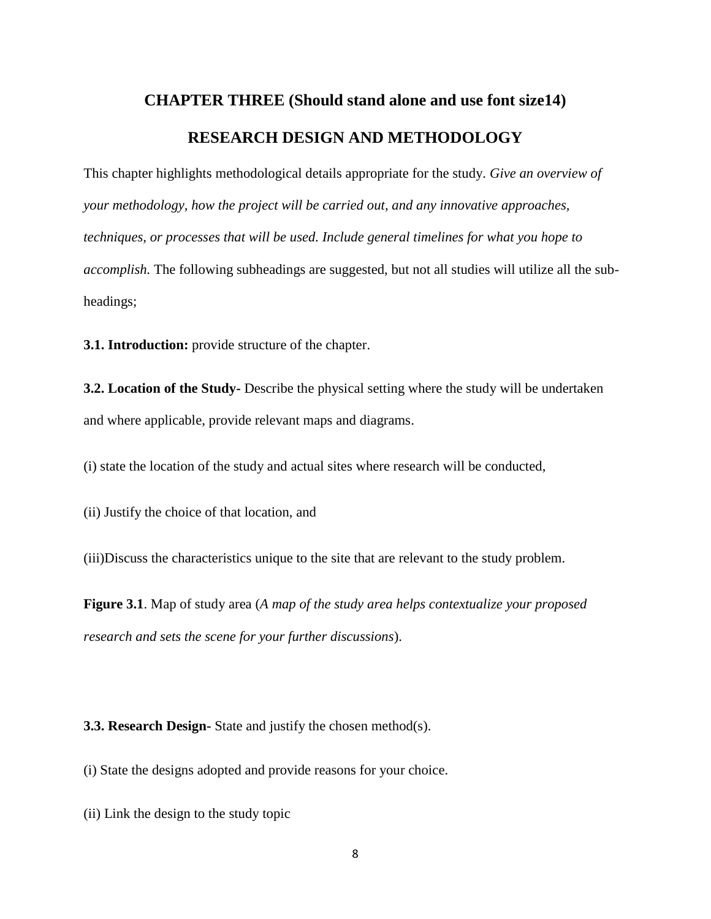# CHAPTER THREE (Should stand alone and use font size14)

## RESEARCH DESIGN AND METHODOLOGY

This chapter highlights methodological details appropriate for the study. *Give an overview of your methodology, how the project will be carried out, and any innovative approaches, techniques, or processes that will be used. Include general timelines for what you hope to accomplish.* The following subheadings are suggested, but not all studies will utilize all the sub-headings;

**3.1. Introduction:** provide structure of the chapter.

**3.2. Location of the Study-** Describe the physical setting where the study will be undertaken and where applicable, provide relevant maps and diagrams.

(i) state the location of the study and actual sites where research will be conducted,

(ii) Justify the choice of that location, and

(iii)Discuss the characteristics unique to the site that are relevant to the study problem.

**Figure 3.1**. Map of study area (*A map of the study area helps contextualize your proposed research and sets the scene for your further discussions*).

**3.3. Research Design-** State and justify the chosen method(s).

(i) State the designs adopted and provide reasons for your choice.

(ii) Link the design to the study topic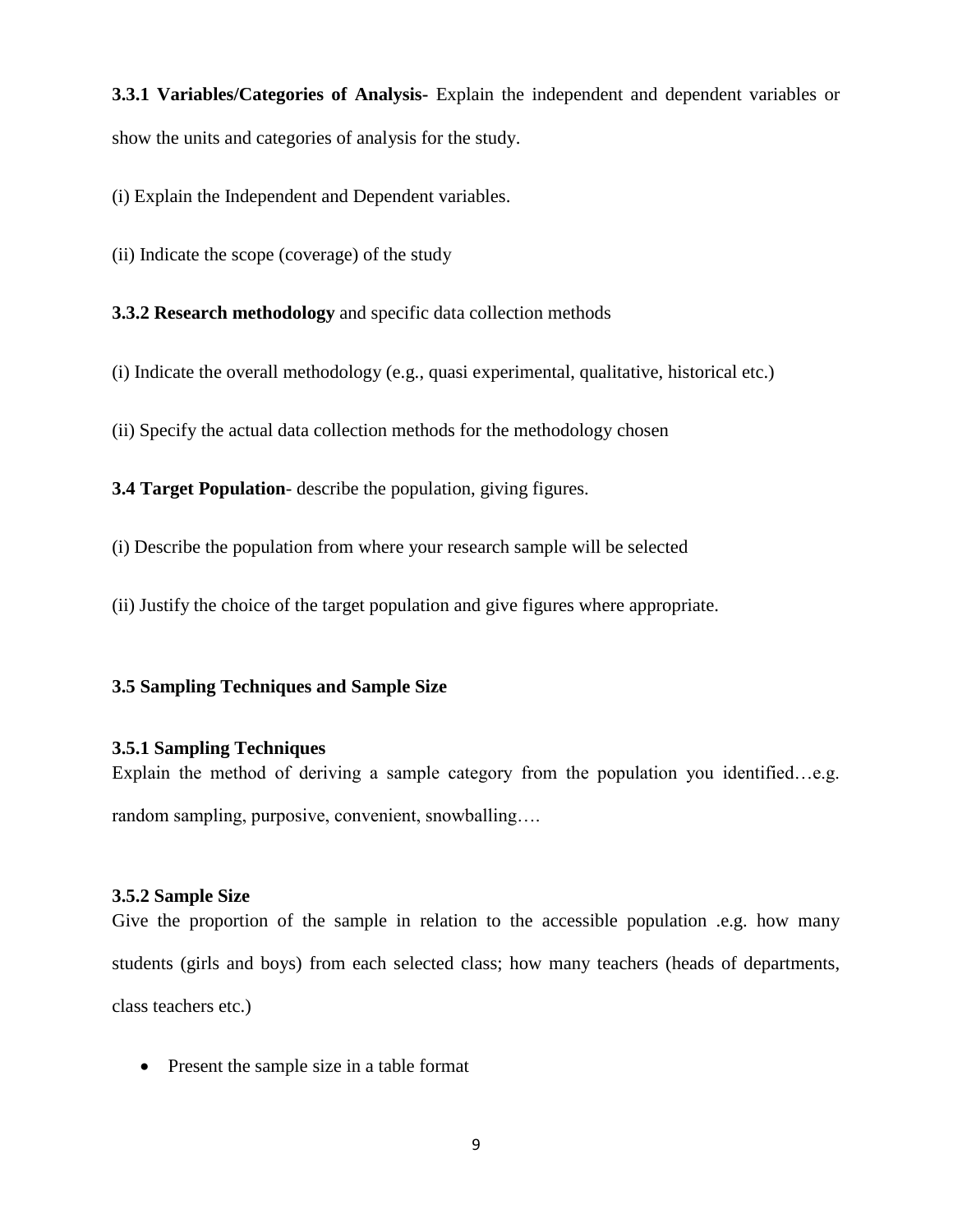**3.3.1 Variables/Categories of Analysis-** Explain the independent and dependent variables or show the units and categories of analysis for the study.

(i) Explain the Independent and Dependent variables.

(ii) Indicate the scope (coverage) of the study

**3.3.2 Research methodology** and specific data collection methods

(i) Indicate the overall methodology (e.g., quasi experimental, qualitative, historical etc.)

(ii) Specify the actual data collection methods for the methodology chosen

**3.4 Target Population**- describe the population, giving figures.

(i) Describe the population from where your research sample will be selected

(ii) Justify the choice of the target population and give figures where appropriate.

### 3.5 Sampling Techniques and Sample Size

#### 3.5.1 Sampling Techniques

Explain the method of deriving a sample category from the population you identified…e.g. random sampling, purposive, convenient, snowballing….

#### 3.5.2 Sample Size

Give the proportion of the sample in relation to the accessible population .e.g. how many students (girls and boys) from each selected class; how many teachers (heads of departments, class teachers etc.)

- Present the sample size in a table format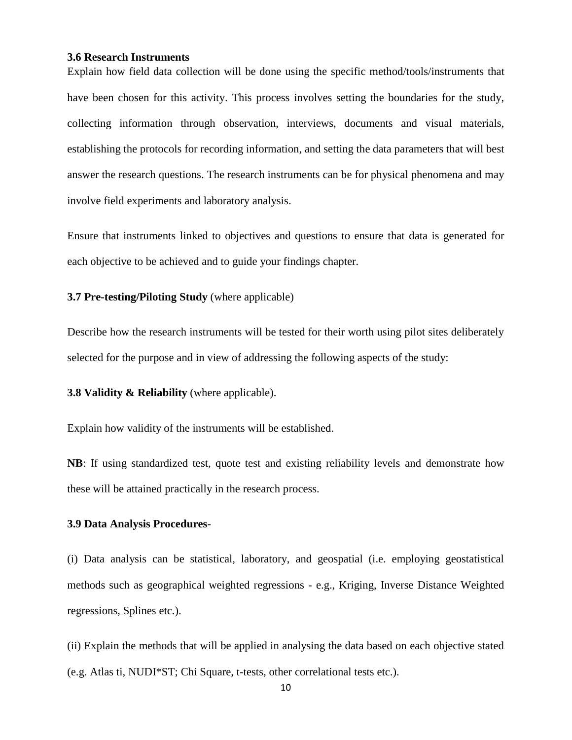**3.6 Research Instruments**

Explain how field data collection will be done using the specific method/tools/instruments that have been chosen for this activity. This process involves setting the boundaries for the study, collecting information through observation, interviews, documents and visual materials, establishing the protocols for recording information, and setting the data parameters that will best answer the research questions. The research instruments can be for physical phenomena and may involve field experiments and laboratory analysis.

Ensure that instruments linked to objectives and questions to ensure that data is generated for each objective to be achieved and to guide your findings chapter.

**3.7 Pre-testing/Piloting Study** (where applicable)

Describe how the research instruments will be tested for their worth using pilot sites deliberately selected for the purpose and in view of addressing the following aspects of the study:

**3.8 Validity & Reliability** (where applicable).

Explain how validity of the instruments will be established.

**NB**: If using standardized test, quote test and existing reliability levels and demonstrate how these will be attained practically in the research process.

**3.9 Data Analysis Procedures**-

(i) Data analysis can be statistical, laboratory, and geospatial (i.e. employing geostatistical methods such as geographical weighted regressions - e.g., Kriging, Inverse Distance Weighted regressions, Splines etc.).

(ii) Explain the methods that will be applied in analysing the data based on each objective stated (e.g. Atlas ti, NUDI*ST; Chi Square, t-tests, other correlational tests etc.).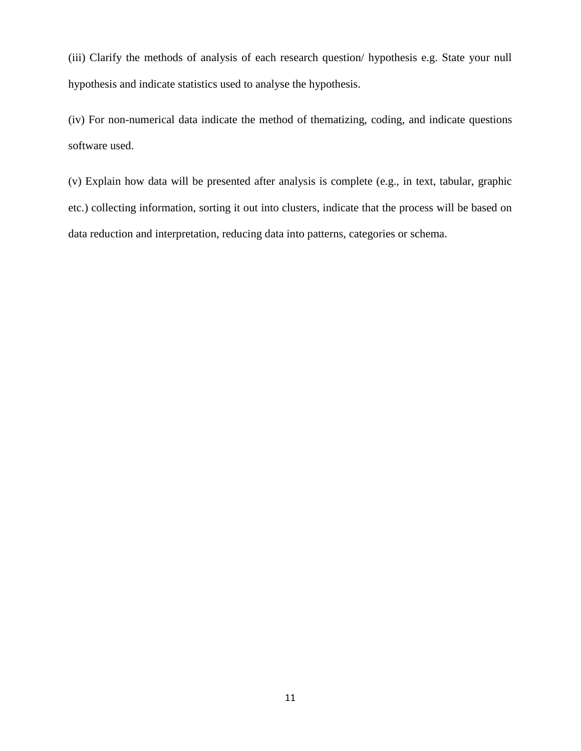(iii) Clarify the methods of analysis of each research question/ hypothesis e.g. State your null hypothesis and indicate statistics used to analyse the hypothesis.

(iv) For non-numerical data indicate the method of thematizing, coding, and indicate questions software used.

(v) Explain how data will be presented after analysis is complete (e.g., in text, tabular, graphic etc.) collecting information, sorting it out into clusters, indicate that the process will be based on data reduction and interpretation, reducing data into patterns, categories or schema.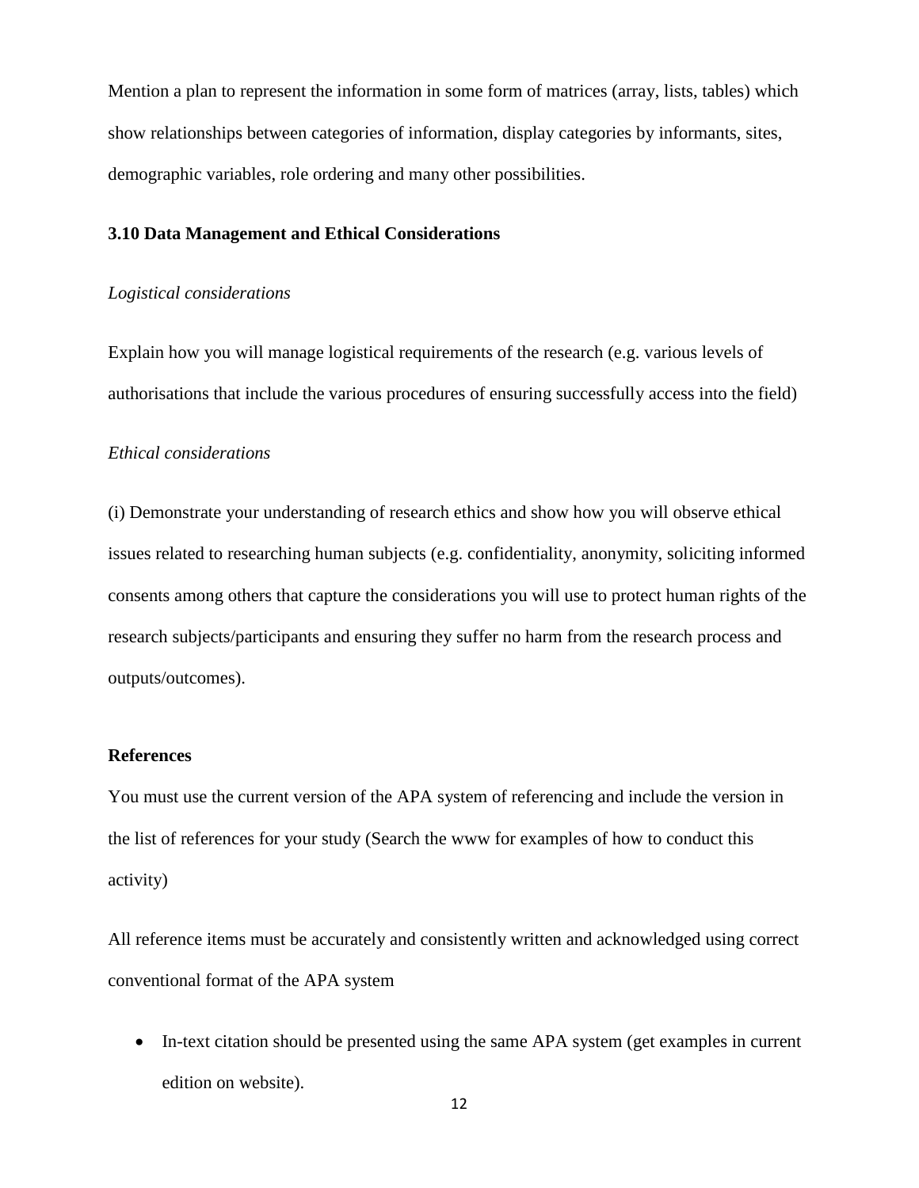Mention a plan to represent the information in some form of matrices (array, lists, tables) which show relationships between categories of information, display categories by informants, sites, demographic variables, role ordering and many other possibilities.

### 3.10 Data Management and Ethical Considerations

*Logistical considerations*

Explain how you will manage logistical requirements of the research (e.g. various levels of authorisations that include the various procedures of ensuring successfully access into the field)

*Ethical considerations*

(i) Demonstrate your understanding of research ethics and show how you will observe ethical issues related to researching human subjects (e.g. confidentiality, anonymity, soliciting informed consents among others that capture the considerations you will use to protect human rights of the research subjects/participants and ensuring they suffer no harm from the research process and outputs/outcomes).

### References

You must use the current version of the APA system of referencing and include the version in the list of references for your study (Search the www for examples of how to conduct this activity)

All reference items must be accurately and consistently written and acknowledged using correct conventional format of the APA system

- In-text citation should be presented using the same APA system (get examples in current edition on website).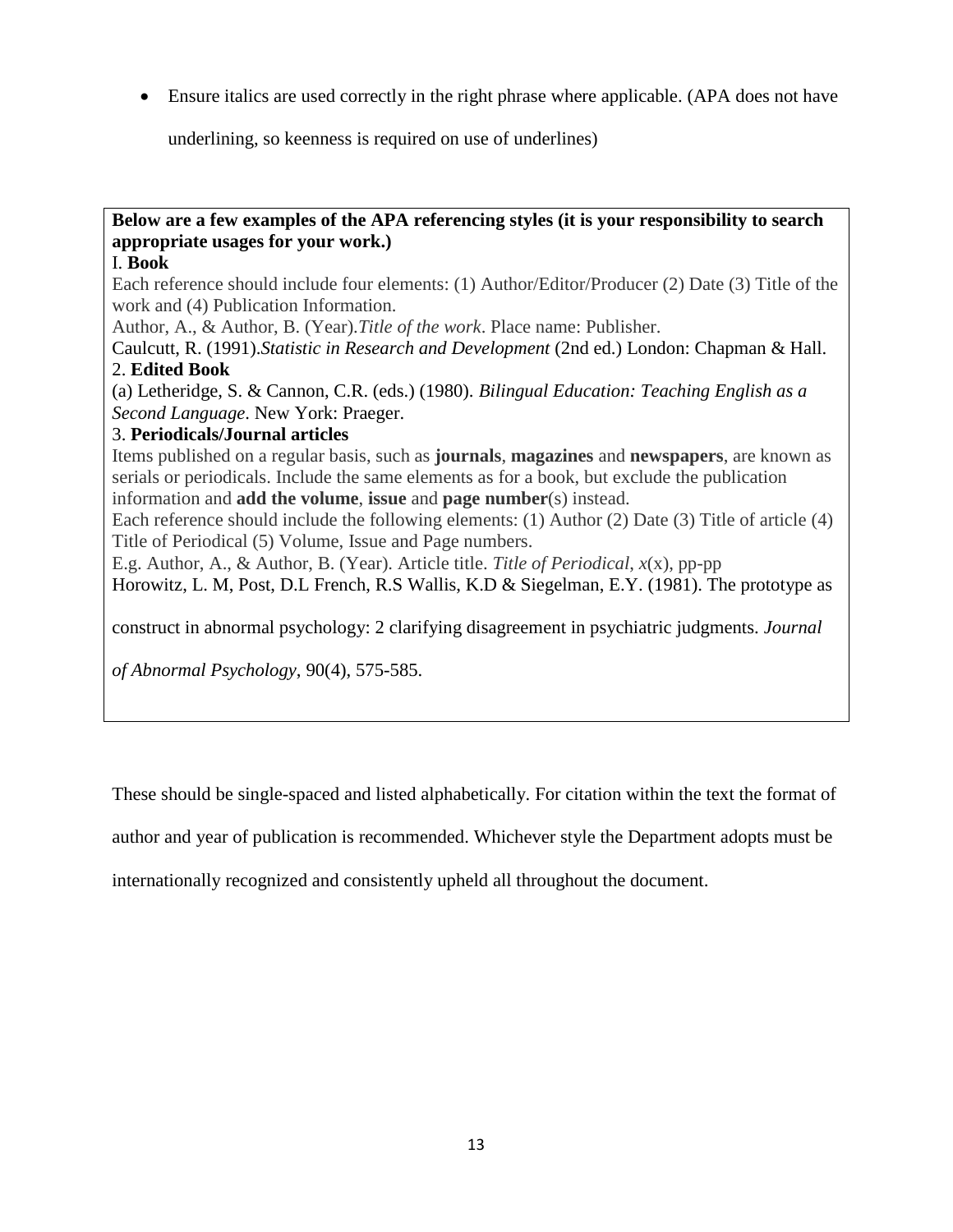- Ensure italics are used correctly in the right phrase where applicable. (APA does not have underlining, so keenness is required on use of underlines)

**Below are a few examples of the APA referencing styles (it is your responsibility to search appropriate usages for your work.)**

I. **Book**

Each reference should include four elements: (1) Author/Editor/Producer (2) Date (3) Title of the work and (4) Publication Information.

Author, A., & Author, B. (Year).*Title of the work*. Place name: Publisher.

Caulcutt, R. (1991).*Statistic in Research and Development* (2nd ed.) London: Chapman & Hall.

2. **Edited Book**

(a) Letheridge, S. & Cannon, C.R. (eds.) (1980). *Bilingual Education: Teaching English as a Second Language*. New York: Praeger.

3. **Periodicals/Journal articles**

Items published on a regular basis, such as **journals**, **magazines** and **newspapers**, are known as serials or periodicals. Include the same elements as for a book, but exclude the publication information and **add the volume**, **issue** and **page number**(s) instead.

Each reference should include the following elements: (1) Author (2) Date (3) Title of article (4) Title of Periodical (5) Volume, Issue and Page numbers.

E.g. Author, A., & Author, B. (Year). Article title. *Title of Periodical*, *x*(x), pp-pp

Horowitz, L. M, Post, D.L French, R.S Wallis, K.D & Siegelman, E.Y. (1981). The prototype as construct in abnormal psychology: 2 clarifying disagreement in psychiatric judgments. *Journal of Abnormal Psychology*, 90(4), 575-585.

These should be single-spaced and listed alphabetically. For citation within the text the format of author and year of publication is recommended. Whichever style the Department adopts must be internationally recognized and consistently upheld all throughout the document.